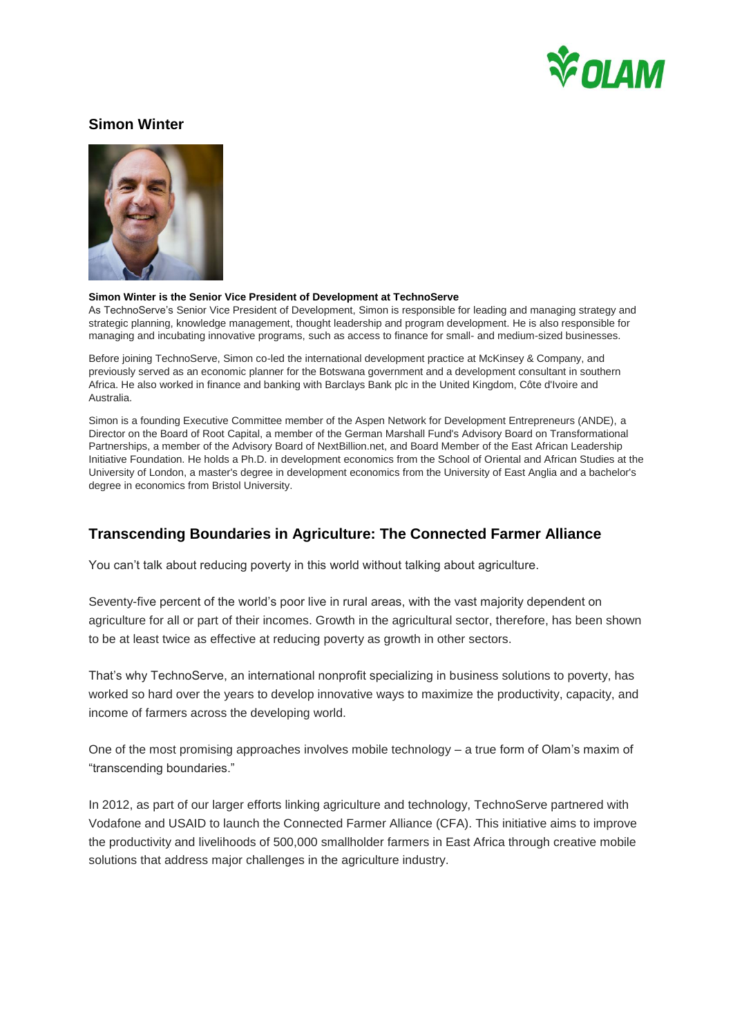## Simon Winter

**Simon Winter is the Senior Vice President of Development at TechnoServe**

As TechnoServe's Senior Vice President of Development, Simon is responsible for leading and managing strategy and strategic planning, knowledge management, thought leadership and program development. He is also responsible for managing and incubating innovative programs, such as access to finance for small- and medium-sized businesses.

Before joining TechnoServe, Simon co-led the international development practice at McKinsey & Company, and previously served as an economic planner for the Botswana government and a development consultant in southern Africa. He also worked in finance and banking with Barclays Bank plc in the United Kingdom, Côte d'Ivoire and Australia.

Simon is a founding Executive Committee member of the Aspen Network for Development Entrepreneurs (ANDE), a Director on the Board of Root Capital, a member of the German Marshall Fund's Advisory Board on Transformational Partnerships, a member of the Advisory Board of NextBillion.net, and Board Member of the East African Leadership Initiative Foundation. He holds a Ph.D. in development economics from the School of Oriental and African Studies at the University of London, a master's degree in development economics from the University of East Anglia and a bachelor's degree in economics from Bristol University.

## Transcending Boundaries in Agriculture: The Connected Farmer Alliance

You can't talk about reducing poverty in this world without talking about agriculture.

Seventy-five percent of the world's poor live in rural areas, with the vast majority dependent on agriculture for all or part of their incomes. Growth in the agricultural sector, therefore, has been shown to be at least twice as effective at reducing poverty as growth in other sectors.

That's why TechnoServe, an international nonprofit specializing in business solutions to poverty, has worked so hard over the years to develop innovative ways to maximize the productivity, capacity, and income of farmers across the developing world.

One of the most promising approaches involves mobile technology – a true form of Olam's maxim of "transcending boundaries."

In 2012, as part of our larger efforts linking agriculture and technology, TechnoServe partnered with Vodafone and USAID to launch the Connected Farmer Alliance (CFA). This initiative aims to improve the productivity and livelihoods of 500,000 smallholder farmers in East Africa through creative mobile solutions that address major challenges in the agriculture industry.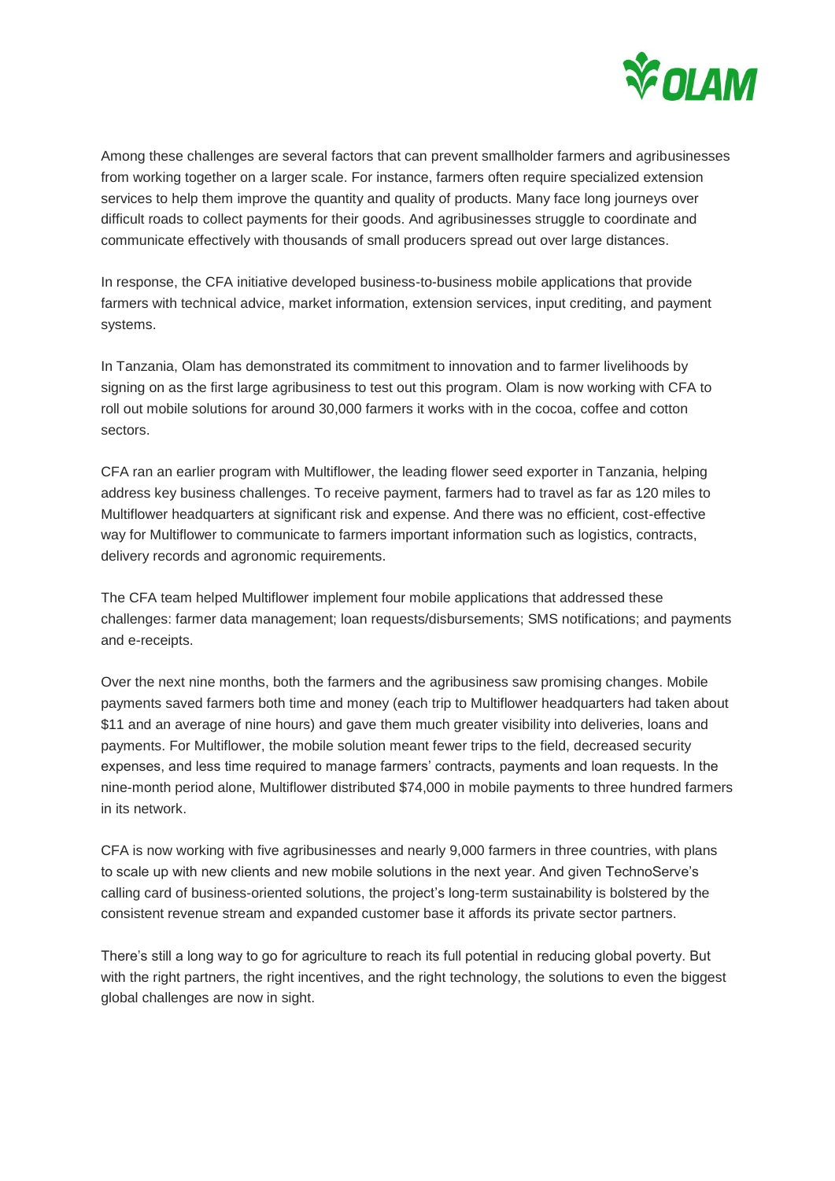Among these challenges are several factors that can prevent smallholder farmers and agribusinesses from working together on a larger scale. For instance, farmers often require specialized extension services to help them improve the quantity and quality of products. Many face long journeys over difficult roads to collect payments for their goods. And agribusinesses struggle to coordinate and communicate effectively with thousands of small producers spread out over large distances.

In response, the CFA initiative developed business-to-business mobile applications that provide farmers with technical advice, market information, extension services, input crediting, and payment systems.

In Tanzania, Olam has demonstrated its commitment to innovation and to farmer livelihoods by signing on as the first large agribusiness to test out this program. Olam is now working with CFA to roll out mobile solutions for around 30,000 farmers it works with in the cocoa, coffee and cotton sectors.

CFA ran an earlier program with Multiflower, the leading flower seed exporter in Tanzania, helping address key business challenges. To receive payment, farmers had to travel as far as 120 miles to Multiflower headquarters at significant risk and expense. And there was no efficient, cost-effective way for Multiflower to communicate to farmers important information such as logistics, contracts, delivery records and agronomic requirements.

The CFA team helped Multiflower implement four mobile applications that addressed these challenges: farmer data management; loan requests/disbursements; SMS notifications; and payments and e-receipts.

Over the next nine months, both the farmers and the agribusiness saw promising changes. Mobile payments saved farmers both time and money (each trip to Multiflower headquarters had taken about $11 and an average of nine hours) and gave them much greater visibility into deliveries, loans and payments. For Multiflower, the mobile solution meant fewer trips to the field, decreased security expenses, and less time required to manage farmers' contracts, payments and loan requests. In the nine-month period alone, Multiflower distributed $74,000 in mobile payments to three hundred farmers in its network.

CFA is now working with five agribusinesses and nearly 9,000 farmers in three countries, with plans to scale up with new clients and new mobile solutions in the next year. And given TechnoServe's calling card of business-oriented solutions, the project's long-term sustainability is bolstered by the consistent revenue stream and expanded customer base it affords its private sector partners.

There's still a long way to go for agriculture to reach its full potential in reducing global poverty. But with the right partners, the right incentives, and the right technology, the solutions to even the biggest global challenges are now in sight.